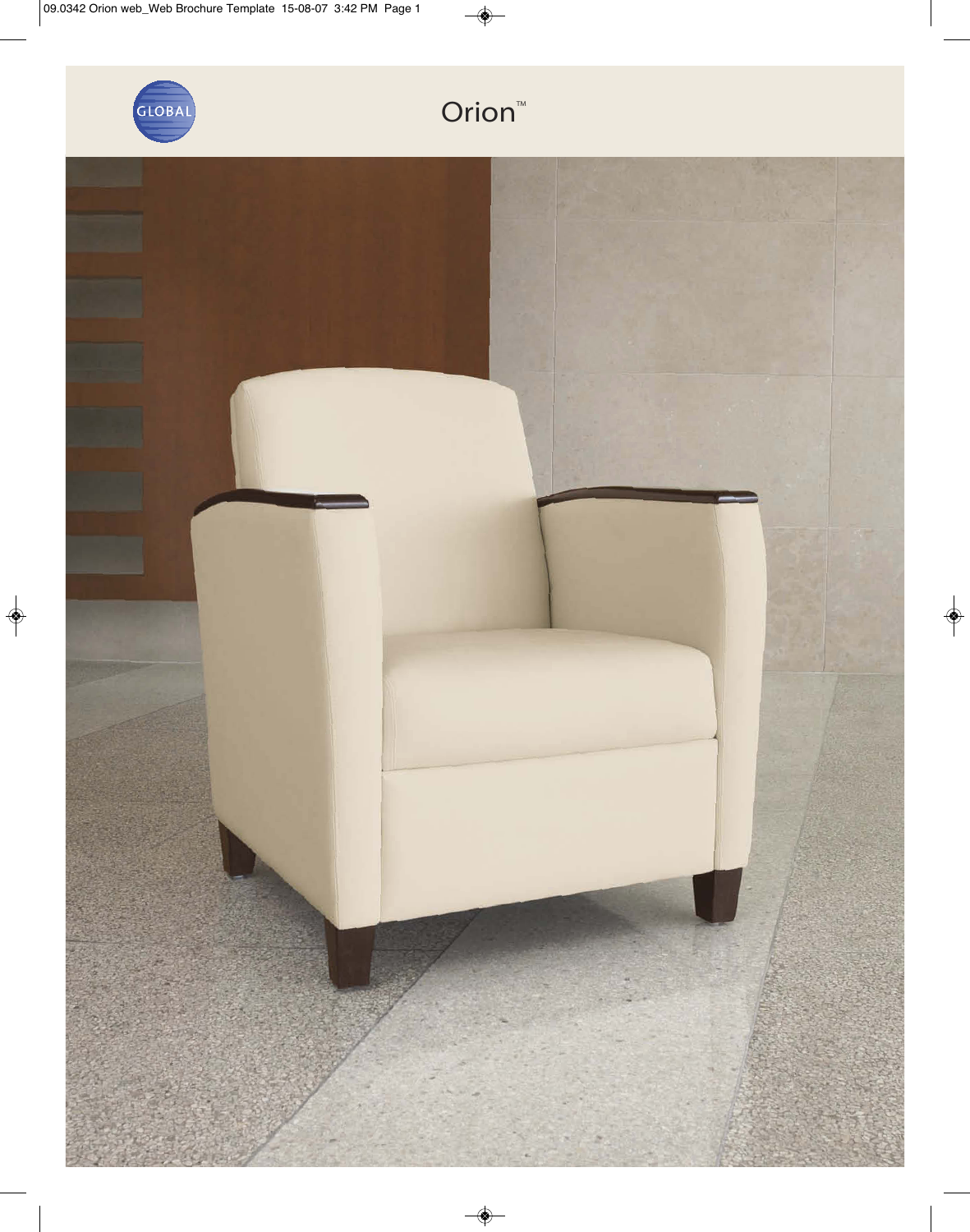GLOBAL

# Orion™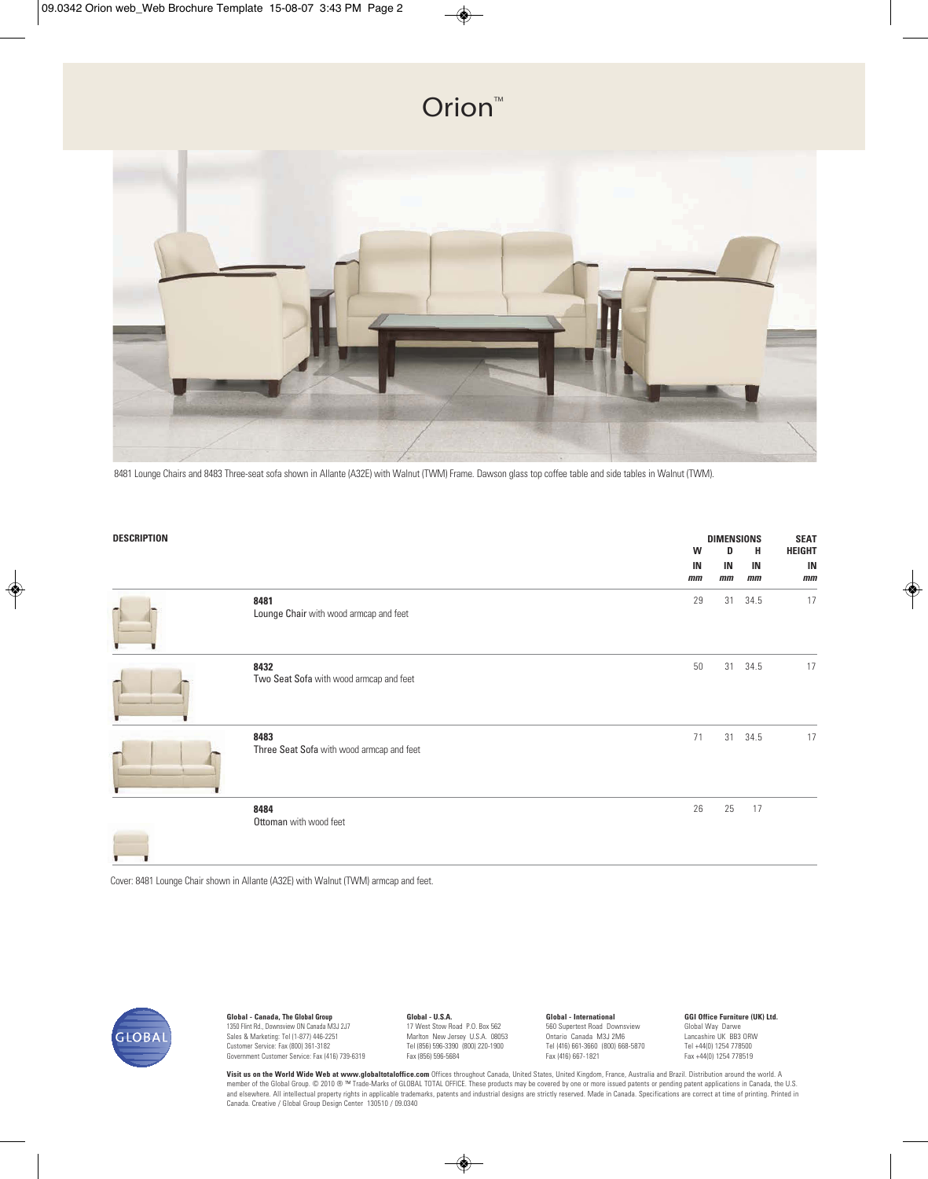# Orion™

8481 Lounge Chairs and 8483 Three-seat sofa shown in Allante (A32E) with Walnut (TWM) Frame. Dawson glass top coffee table and side tables in Walnut (TWM).

| DESCRIPTION | DIMENSIONS W IN *mm* | D IN *mm* | H IN *mm* | SEAT HEIGHT IN *mm* |
|---|---|---|---|---|
| **8481** Lounge Chair with wood armcap and feet | 29 | 31 | 34.5 | 17 |
| **8432** Two Seat Sofa with wood armcap and feet | 50 | 31 | 34.5 | 17 |
| **8483** Three Seat Sofa with wood armcap and feet | 71 | 31 | 34.5 | 17 |
| **8484** Ottoman with wood feet | 26 | 25 | 17 | |

Cover: 8481 Lounge Chair shown in Allante (A32E) with Walnut (TWM) armcap and feet.

GLOBAL

**Global - Canada, The Global Group**
1350 Flint Rd., Downsview ON Canada M3J 2J7
Sales & Marketing: Tel (1-877) 446-2251
Customer Service: Fax (800) 361-3182
Government Customer Service: Fax (416) 739-6319

**Global - U.S.A.**
17 West Stow Road P.O. Box 562
Marlton New Jersey U.S.A. 08053
Tel (856) 596-3390 (800) 220-1900
Fax (856) 596-5684

**Global - International**
560 Supertest Road Downsview
Ontario Canada M3J 2M6
Tel (416) 661-3660 (800) 668-5870
Fax (416) 667-1821

**GGI Office Furniture (UK) Ltd.**
Global Way Darwe
Lancashire UK BB3 0RW
Tel +44(0) 1254 778500
Fax +44(0) 1254 778519

**Visit us on the World Wide Web at www.globaltotaloffice.com** Offices throughout Canada, United States, United Kingdom, France, Australia and Brazil. Distribution around the world. A member of the Global Group. © 2010 ® ™ Trade-Marks of GLOBAL TOTAL OFFICE. These products may be covered by one or more issued patents or pending patent applications in Canada, the U.S. and elsewhere. All intellectual property rights in applicable trademarks, patents and industrial designs are strictly reserved. Made in Canada. Specifications are correct at time of printing. Printed in Canada. Creative / Global Group Design Center 130510 / 09.0340